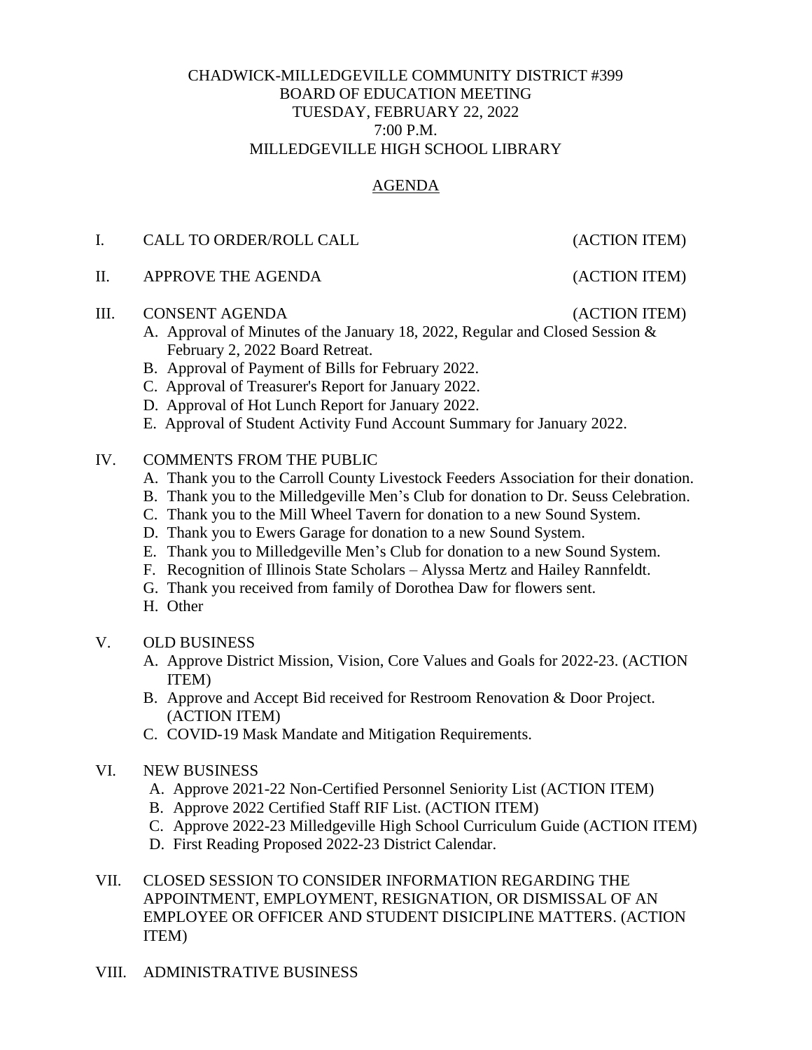# CHADWICK-MILLEDGEVILLE COMMUNITY DISTRICT #399
## BOARD OF EDUCATION MEETING
### TUESDAY, FEBRUARY 22, 2022
### 7:00 P.M.
### MILLEDGEVILLE HIGH SCHOOL LIBRARY

## AGENDA

I. CALL TO ORDER/ROLL CALL (ACTION ITEM)

II. APPROVE THE AGENDA (ACTION ITEM)

III. CONSENT AGENDA (ACTION ITEM)

A. Approval of Minutes of the January 18, 2022, Regular and Closed Session & February 2, 2022 Board Retreat.
B. Approval of Payment of Bills for February 2022.
C. Approval of Treasurer's Report for January 2022.
D. Approval of Hot Lunch Report for January 2022.
E. Approval of Student Activity Fund Account Summary for January 2022.

IV. COMMENTS FROM THE PUBLIC

A. Thank you to the Carroll County Livestock Feeders Association for their donation.
B. Thank you to the Milledgeville Men's Club for donation to Dr. Seuss Celebration.
C. Thank you to the Mill Wheel Tavern for donation to a new Sound System.
D. Thank you to Ewers Garage for donation to a new Sound System.
E. Thank you to Milledgeville Men's Club for donation to a new Sound System.
F. Recognition of Illinois State Scholars – Alyssa Mertz and Hailey Rannfeldt.
G. Thank you received from family of Dorothea Daw for flowers sent.
H. Other

V. OLD BUSINESS

A. Approve District Mission, Vision, Core Values and Goals for 2022-23. (ACTION ITEM)
B. Approve and Accept Bid received for Restroom Renovation & Door Project. (ACTION ITEM)
C. COVID-19 Mask Mandate and Mitigation Requirements.

VI. NEW BUSINESS

A. Approve 2021-22 Non-Certified Personnel Seniority List (ACTION ITEM)
B. Approve 2022 Certified Staff RIF List. (ACTION ITEM)
C. Approve 2022-23 Milledgeville High School Curriculum Guide (ACTION ITEM)
D. First Reading Proposed 2022-23 District Calendar.

VII. CLOSED SESSION TO CONSIDER INFORMATION REGARDING THE APPOINTMENT, EMPLOYMENT, RESIGNATION, OR DISMISSAL OF AN EMPLOYEE OR OFFICER AND STUDENT DISICIPLINE MATTERS. (ACTION ITEM)

VIII. ADMINISTRATIVE BUSINESS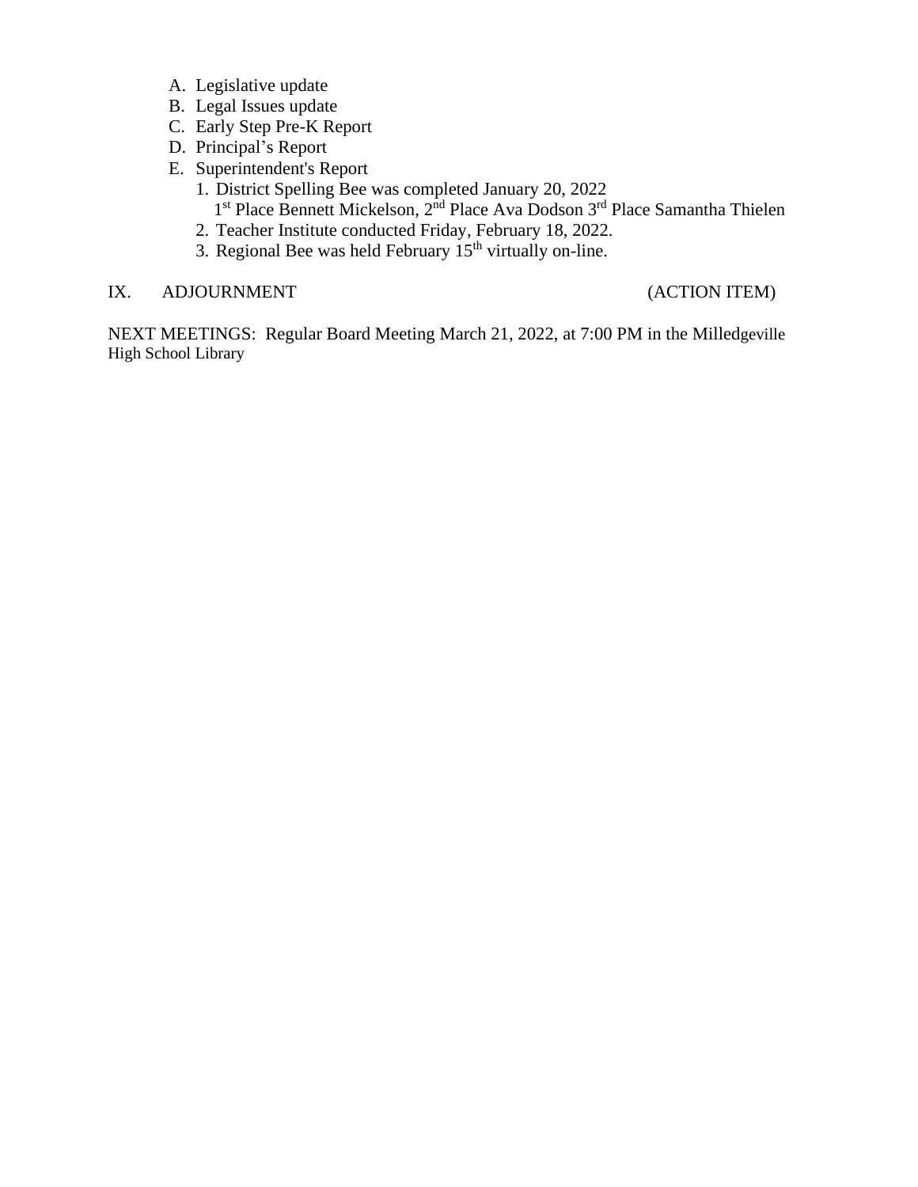A. Legislative update
B. Legal Issues update
C. Early Step Pre-K Report
D. Principal's Report
E. Superintendent's Report
   1. District Spelling Bee was completed January 20, 2022
      1st Place Bennett Mickelson, 2nd Place Ava Dodson 3rd Place Samantha Thielen
   2. Teacher Institute conducted Friday, February 18, 2022.
   3. Regional Bee was held February 15th virtually on-line.

IX. ADJOURNMENT (ACTION ITEM)

NEXT MEETINGS: Regular Board Meeting March 21, 2022, at 7:00 PM in the Milledgeville High School Library